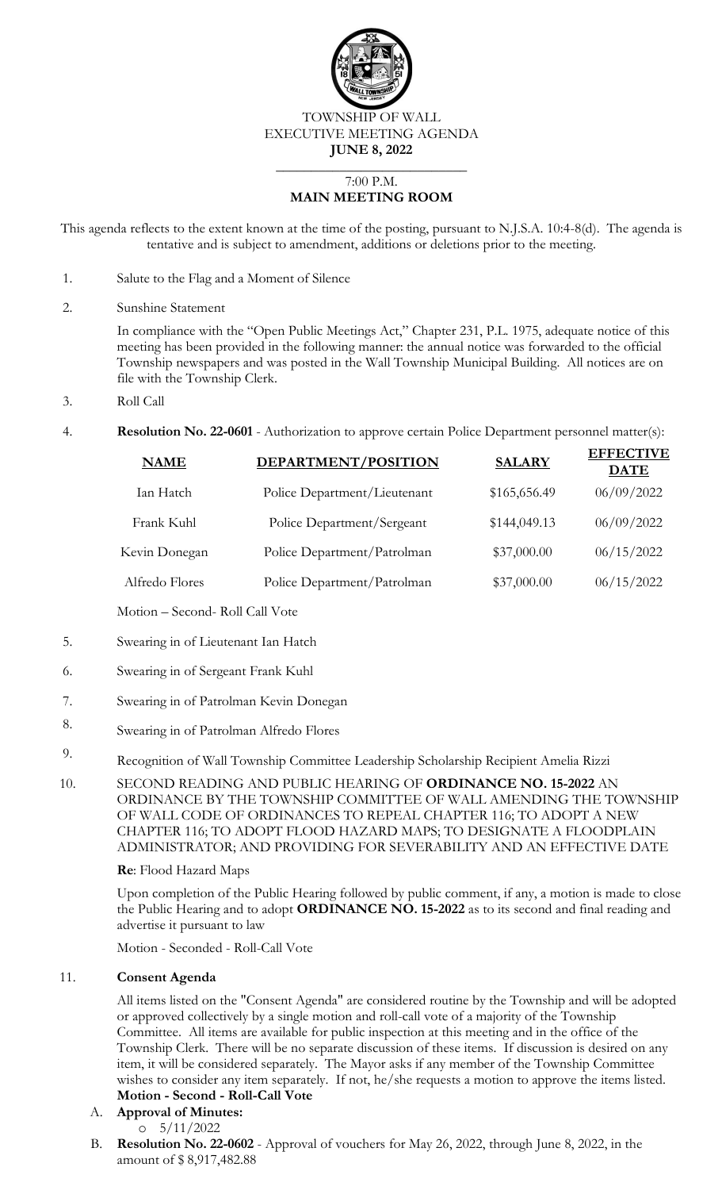TOWNSHIP OF WALL
EXECUTIVE MEETING AGENDA
**JUNE 8, 2022**

7:00 P.M.
**MAIN MEETING ROOM**

This agenda reflects to the extent known at the time of the posting, pursuant to N.J.S.A. 10:4-8(d). The agenda is tentative and is subject to amendment, additions or deletions prior to the meeting.

1. Salute to the Flag and a Moment of Silence

2. Sunshine Statement

   In compliance with the "Open Public Meetings Act," Chapter 231, P.L. 1975, adequate notice of this meeting has been provided in the following manner: the annual notice was forwarded to the official Township newspapers and was posted in the Wall Township Municipal Building. All notices are on file with the Township Clerk.

3. Roll Call

4. **Resolution No. 22-0601** - Authorization to approve certain Police Department personnel matter(s):

| **NAME** | **DEPARTMENT/POSITION** | **SALARY** | **EFFECTIVE DATE** |
|---|---|---|---|
| Ian Hatch | Police Department/Lieutenant | $165,656.49 | 06/09/2022 |
| Frank Kuhl | Police Department/Sergeant | $144,049.13 | 06/09/2022 |
| Kevin Donegan | Police Department/Patrolman | $37,000.00 | 06/15/2022 |
| Alfredo Flores | Police Department/Patrolman | $37,000.00 | 06/15/2022 |

   Motion – Second- Roll Call Vote

5. Swearing in of Lieutenant Ian Hatch

6. Swearing in of Sergeant Frank Kuhl

7. Swearing in of Patrolman Kevin Donegan

8. Swearing in of Patrolman Alfredo Flores

9. Recognition of Wall Township Committee Leadership Scholarship Recipient Amelia Rizzi

10. SECOND READING AND PUBLIC HEARING OF **ORDINANCE NO. 15-2022** AN ORDINANCE BY THE TOWNSHIP COMMITTEE OF WALL AMENDING THE TOWNSHIP OF WALL CODE OF ORDINANCES TO REPEAL CHAPTER 116; TO ADOPT A NEW CHAPTER 116; TO ADOPT FLOOD HAZARD MAPS; TO DESIGNATE A FLOODPLAIN ADMINISTRATOR; AND PROVIDING FOR SEVERABILITY AND AN EFFECTIVE DATE

    **Re**: Flood Hazard Maps

    Upon completion of the Public Hearing followed by public comment, if any, a motion is made to close the Public Hearing and to adopt **ORDINANCE NO. 15-2022** as to its second and final reading and advertise it pursuant to law

    Motion - Seconded - Roll-Call Vote

11. **Consent Agenda**

    All items listed on the "Consent Agenda" are considered routine by the Township and will be adopted or approved collectively by a single motion and roll-call vote of a majority of the Township Committee. All items are available for public inspection at this meeting and in the office of the Township Clerk. There will be no separate discussion of these items. If discussion is desired on any item, it will be considered separately. The Mayor asks if any member of the Township Committee wishes to consider any item separately. If not, he/she requests a motion to approve the items listed.
    **Motion - Second - Roll-Call Vote**

    A. **Approval of Minutes:**
       - 5/11/2022

    B. **Resolution No. 22-0602** - Approval of vouchers for May 26, 2022, through June 8, 2022, in the amount of $ 8,917,482.88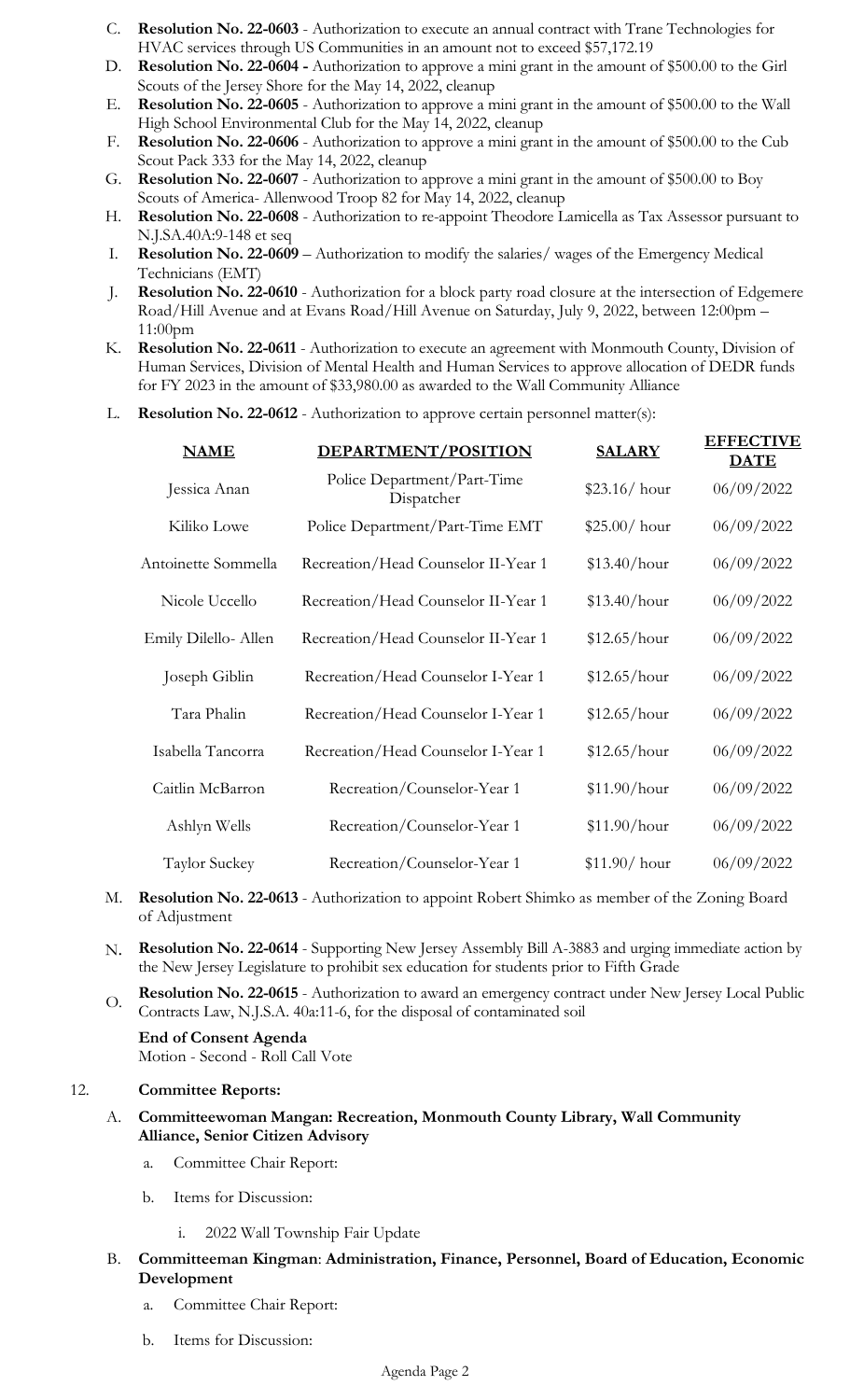C. **Resolution No. 22-0603** - Authorization to execute an annual contract with Trane Technologies for HVAC services through US Communities in an amount not to exceed $57,172.19

D. **Resolution No. 22-0604 -** Authorization to approve a mini grant in the amount of $500.00 to the Girl Scouts of the Jersey Shore for the May 14, 2022, cleanup

E. **Resolution No. 22-0605** - Authorization to approve a mini grant in the amount of $500.00 to the Wall High School Environmental Club for the May 14, 2022, cleanup

F. **Resolution No. 22-0606** - Authorization to approve a mini grant in the amount of $500.00 to the Cub Scout Pack 333 for the May 14, 2022, cleanup

G. **Resolution No. 22-0607** - Authorization to approve a mini grant in the amount of $500.00 to Boy Scouts of America- Allenwood Troop 82 for May 14, 2022, cleanup

H. **Resolution No. 22-0608** - Authorization to re-appoint Theodore Lamicella as Tax Assessor pursuant to N.J.SA.40A:9-148 et seq

I. **Resolution No. 22-0609** – Authorization to modify the salaries/ wages of the Emergency Medical Technicians (EMT)

J. **Resolution No. 22-0610** - Authorization for a block party road closure at the intersection of Edgemere Road/Hill Avenue and at Evans Road/Hill Avenue on Saturday, July 9, 2022, between 12:00pm – 11:00pm

K. **Resolution No. 22-0611** - Authorization to execute an agreement with Monmouth County, Division of Human Services, Division of Mental Health and Human Services to approve allocation of DEDR funds for FY 2023 in the amount of $33,980.00 as awarded to the Wall Community Alliance

L. **Resolution No. 22-0612** - Authorization to approve certain personnel matter(s):

| **NAME** | **DEPARTMENT/POSITION** | **SALARY** | **EFFECTIVE DATE** |
|---|---|---|---|
| Jessica Anan | Police Department/Part-Time Dispatcher | $23.16/ hour | 06/09/2022 |
| Kiliko Lowe | Police Department/Part-Time EMT | $25.00/ hour | 06/09/2022 |
| Antoinette Sommella | Recreation/Head Counselor II-Year 1 | $13.40/hour | 06/09/2022 |
| Nicole Uccello | Recreation/Head Counselor II-Year 1 | $13.40/hour | 06/09/2022 |
| Emily Dilello- Allen | Recreation/Head Counselor II-Year 1 | $12.65/hour | 06/09/2022 |
| Joseph Giblin | Recreation/Head Counselor I-Year 1 | $12.65/hour | 06/09/2022 |
| Tara Phalin | Recreation/Head Counselor I-Year 1 | $12.65/hour | 06/09/2022 |
| Isabella Tancorra | Recreation/Head Counselor I-Year 1 | $12.65/hour | 06/09/2022 |
| Caitlin McBarron | Recreation/Counselor-Year 1 | $11.90/hour | 06/09/2022 |
| Ashlyn Wells | Recreation/Counselor-Year 1 | $11.90/hour | 06/09/2022 |
| Taylor Suckey | Recreation/Counselor-Year 1 | $11.90/ hour | 06/09/2022 |

M. **Resolution No. 22-0613** - Authorization to appoint Robert Shimko as member of the Zoning Board of Adjustment

N. **Resolution No. 22-0614** - Supporting New Jersey Assembly Bill A-3883 and urging immediate action by the New Jersey Legislature to prohibit sex education for students prior to Fifth Grade

O. **Resolution No. 22-0615** - Authorization to award an emergency contract under New Jersey Local Public Contracts Law, N.J.S.A. 40a:11-6, for the disposal of contaminated soil

**End of Consent Agenda**
Motion - Second - Roll Call Vote

12. **Committee Reports:**

A. **Committeewoman Mangan: Recreation, Monmouth County Library, Wall Community Alliance, Senior Citizen Advisory**

   a. Committee Chair Report:

   b. Items for Discussion:

      i. 2022 Wall Township Fair Update

B. **Committeeman Kingman**: **Administration, Finance, Personnel, Board of Education, Economic Development**

   a. Committee Chair Report:

   b. Items for Discussion: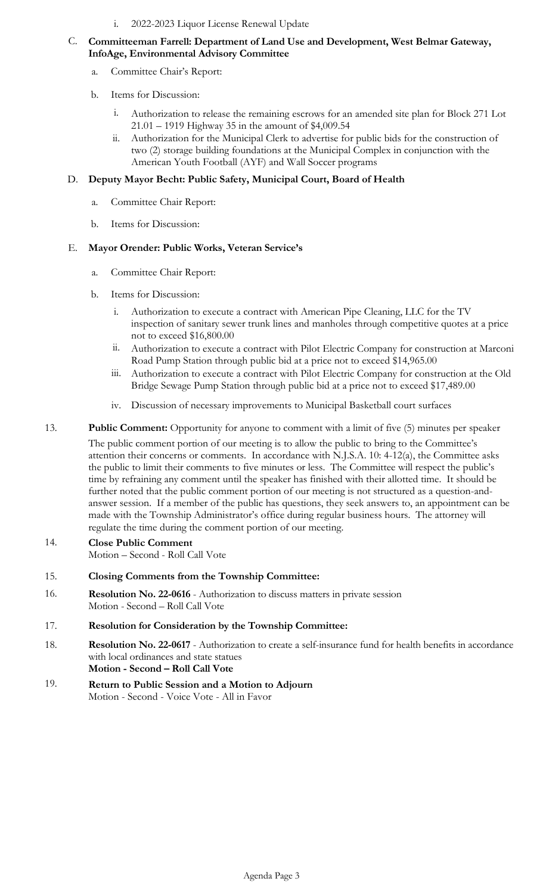i. 2022-2023 Liquor License Renewal Update

C. **Committeeman Farrell: Department of Land Use and Development, West Belmar Gateway, InfoAge, Environmental Advisory Committee**

a. Committee Chair's Report:

b. Items for Discussion:

i. Authorization to release the remaining escrows for an amended site plan for Block 271 Lot 21.01 – 1919 Highway 35 in the amount of $4,009.54

ii. Authorization for the Municipal Clerk to advertise for public bids for the construction of two (2) storage building foundations at the Municipal Complex in conjunction with the American Youth Football (AYF) and Wall Soccer programs

D. **Deputy Mayor Becht: Public Safety, Municipal Court, Board of Health**

a. Committee Chair Report:

b. Items for Discussion:

E. **Mayor Orender: Public Works, Veteran Service's**

a. Committee Chair Report:

b. Items for Discussion:

i. Authorization to execute a contract with American Pipe Cleaning, LLC for the TV inspection of sanitary sewer trunk lines and manholes through competitive quotes at a price not to exceed $16,800.00

ii. Authorization to execute a contract with Pilot Electric Company for construction at Marconi Road Pump Station through public bid at a price not to exceed $14,965.00

iii. Authorization to execute a contract with Pilot Electric Company for construction at the Old Bridge Sewage Pump Station through public bid at a price not to exceed $17,489.00

iv. Discussion of necessary improvements to Municipal Basketball court surfaces

13. **Public Comment:** Opportunity for anyone to comment with a limit of five (5) minutes per speaker

The public comment portion of our meeting is to allow the public to bring to the Committee's attention their concerns or comments. In accordance with N.J.S.A. 10: 4-12(a), the Committee asks the public to limit their comments to five minutes or less. The Committee will respect the public's time by refraining any comment until the speaker has finished with their allotted time. It should be further noted that the public comment portion of our meeting is not structured as a question-and-answer session. If a member of the public has questions, they seek answers to, an appointment can be made with the Township Administrator's office during regular business hours. The attorney will regulate the time during the comment portion of our meeting.

14. **Close Public Comment**
Motion – Second - Roll Call Vote

15. **Closing Comments from the Township Committee:**

16. **Resolution No. 22-0616** - Authorization to discuss matters in private session
Motion - Second – Roll Call Vote

17. **Resolution for Consideration by the Township Committee:**

18. **Resolution No. 22-0617** - Authorization to create a self-insurance fund for health benefits in accordance with local ordinances and state statues
**Motion - Second – Roll Call Vote**

19. **Return to Public Session and a Motion to Adjourn**
Motion - Second - Voice Vote - All in Favor